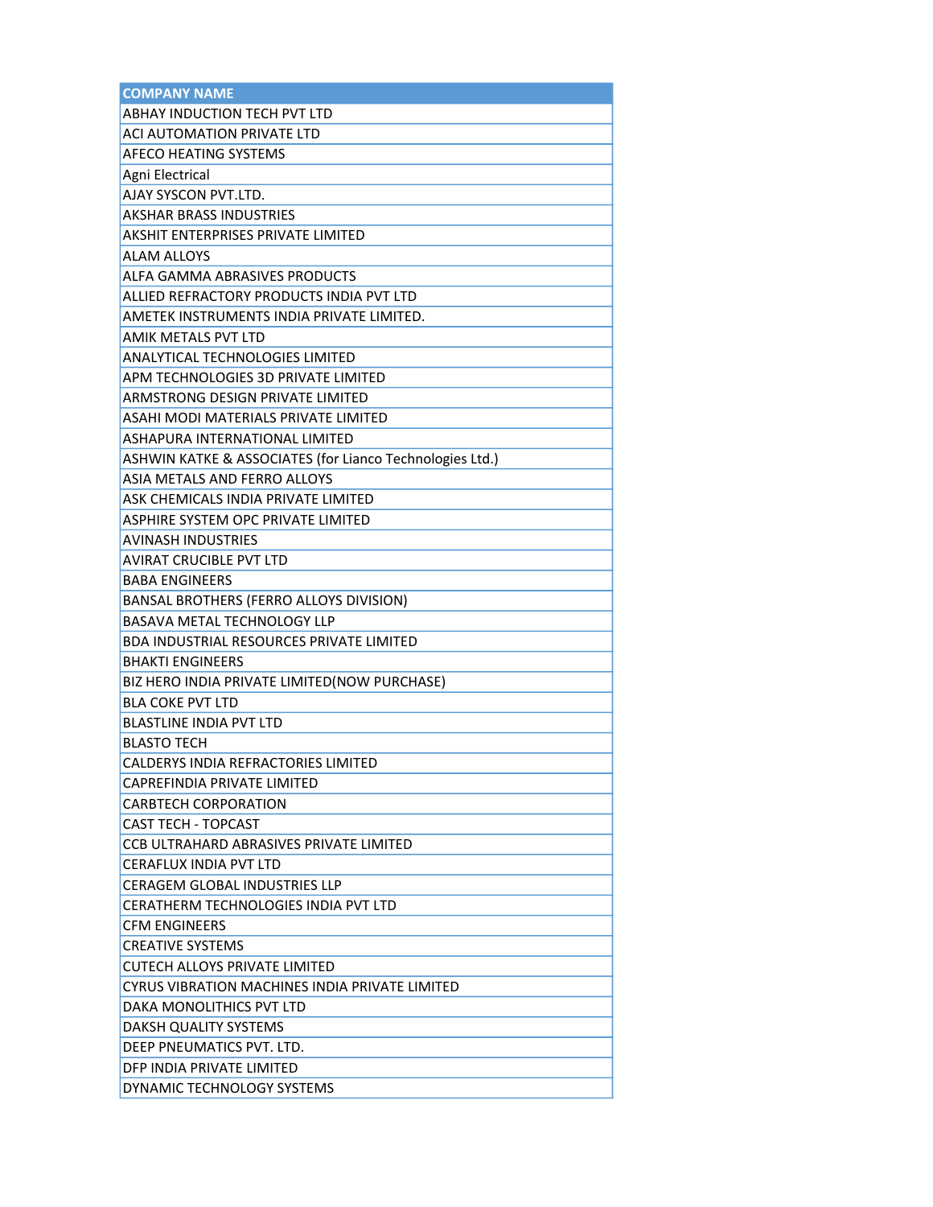| COMPANY NAME |
| --- |
| ABHAY INDUCTION TECH PVT LTD |
| ACI AUTOMATION PRIVATE LTD |
| AFECO HEATING SYSTEMS |
| Agni Electrical |
| AJAY SYSCON PVT.LTD. |
| AKSHAR BRASS INDUSTRIES |
| AKSHIT ENTERPRISES PRIVATE LIMITED |
| ALAM ALLOYS |
| ALFA GAMMA ABRASIVES PRODUCTS |
| ALLIED REFRACTORY PRODUCTS INDIA PVT LTD |
| AMETEK INSTRUMENTS INDIA PRIVATE LIMITED. |
| AMIK METALS PVT LTD |
| ANALYTICAL TECHNOLOGIES LIMITED |
| APM TECHNOLOGIES 3D PRIVATE LIMITED |
| ARMSTRONG DESIGN PRIVATE LIMITED |
| ASAHI MODI MATERIALS PRIVATE LIMITED |
| ASHAPURA INTERNATIONAL LIMITED |
| ASHWIN KATKE & ASSOCIATES (for Lianco Technologies Ltd.) |
| ASIA METALS AND FERRO ALLOYS |
| ASK CHEMICALS INDIA PRIVATE LIMITED |
| ASPHIRE SYSTEM OPC PRIVATE LIMITED |
| AVINASH INDUSTRIES |
| AVIRAT CRUCIBLE PVT LTD |
| BABA ENGINEERS |
| BANSAL BROTHERS (FERRO ALLOYS DIVISION) |
| BASAVA METAL TECHNOLOGY LLP |
| BDA INDUSTRIAL RESOURCES PRIVATE LIMITED |
| BHAKTI ENGINEERS |
| BIZ HERO INDIA PRIVATE LIMITED(NOW PURCHASE) |
| BLA COKE PVT LTD |
| BLASTLINE INDIA PVT LTD |
| BLASTO TECH |
| CALDERYS INDIA REFRACTORIES LIMITED |
| CAPREFINDIA PRIVATE LIMITED |
| CARBTECH CORPORATION |
| CAST TECH - TOPCAST |
| CCB ULTRAHARD ABRASIVES PRIVATE LIMITED |
| CERAFLUX INDIA PVT LTD |
| CERAGEM GLOBAL INDUSTRIES LLP |
| CERATHERM TECHNOLOGIES INDIA PVT LTD |
| CFM ENGINEERS |
| CREATIVE SYSTEMS |
| CUTECH ALLOYS PRIVATE LIMITED |
| CYRUS VIBRATION MACHINES INDIA PRIVATE LIMITED |
| DAKA MONOLITHICS PVT LTD |
| DAKSH QUALITY SYSTEMS |
| DEEP PNEUMATICS PVT. LTD. |
| DFP INDIA PRIVATE LIMITED |
| DYNAMIC TECHNOLOGY SYSTEMS |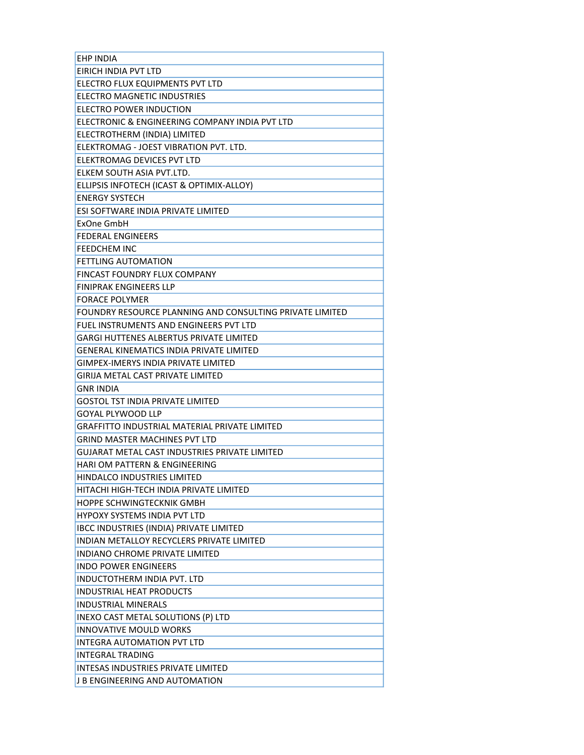| EHP INDIA |
|---|
| EIRICH INDIA PVT LTD |
| ELECTRO FLUX EQUIPMENTS PVT LTD |
| ELECTRO MAGNETIC INDUSTRIES |
| ELECTRO POWER INDUCTION |
| ELECTRONIC & ENGINEERING COMPANY INDIA PVT LTD |
| ELECTROTHERM (INDIA) LIMITED |
| ELEKTROMAG - JOEST VIBRATION PVT. LTD. |
| ELEKTROMAG DEVICES PVT LTD |
| ELKEM SOUTH ASIA PVT.LTD. |
| ELLIPSIS INFOTECH (ICAST & OPTIMIX-ALLOY) |
| ENERGY SYSTECH |
| ESI SOFTWARE INDIA PRIVATE LIMITED |
| ExOne GmbH |
| FEDERAL ENGINEERS |
| FEEDCHEM INC |
| FETTLING AUTOMATION |
| FINCAST FOUNDRY FLUX COMPANY |
| FINIPRAK ENGINEERS LLP |
| FORACE POLYMER |
| FOUNDRY RESOURCE PLANNING AND CONSULTING PRIVATE LIMITED |
| FUEL INSTRUMENTS AND ENGINEERS PVT LTD |
| GARGI HUTTENES ALBERTUS PRIVATE LIMITED |
| GENERAL KINEMATICS INDIA PRIVATE LIMITED |
| GIMPEX-IMERYS INDIA PRIVATE LIMITED |
| GIRIJA METAL CAST PRIVATE LIMITED |
| GNR INDIA |
| GOSTOL TST INDIA PRIVATE LIMITED |
| GOYAL PLYWOOD LLP |
| GRAFFITTO INDUSTRIAL MATERIAL PRIVATE LIMITED |
| GRIND MASTER MACHINES PVT LTD |
| GUJARAT METAL CAST INDUSTRIES PRIVATE LIMITED |
| HARI OM PATTERN & ENGINEERING |
| HINDALCO INDUSTRIES LIMITED |
| HITACHI HIGH-TECH INDIA PRIVATE LIMITED |
| HOPPE SCHWINGTECKNIK GMBH |
| HYPOXY SYSTEMS INDIA PVT LTD |
| IBCC INDUSTRIES (INDIA) PRIVATE LIMITED |
| INDIAN METALLOY RECYCLERS PRIVATE LIMITED |
| INDIANO CHROME PRIVATE LIMITED |
| INDO POWER ENGINEERS |
| INDUCTOTHERM INDIA PVT. LTD |
| INDUSTRIAL HEAT PRODUCTS |
| INDUSTRIAL MINERALS |
| INEXO CAST METAL SOLUTIONS (P) LTD |
| INNOVATIVE MOULD WORKS |
| INTEGRA AUTOMATION PVT LTD |
| INTEGRAL TRADING |
| INTESAS INDUSTRIES PRIVATE LIMITED |
| J B ENGINEERING AND AUTOMATION |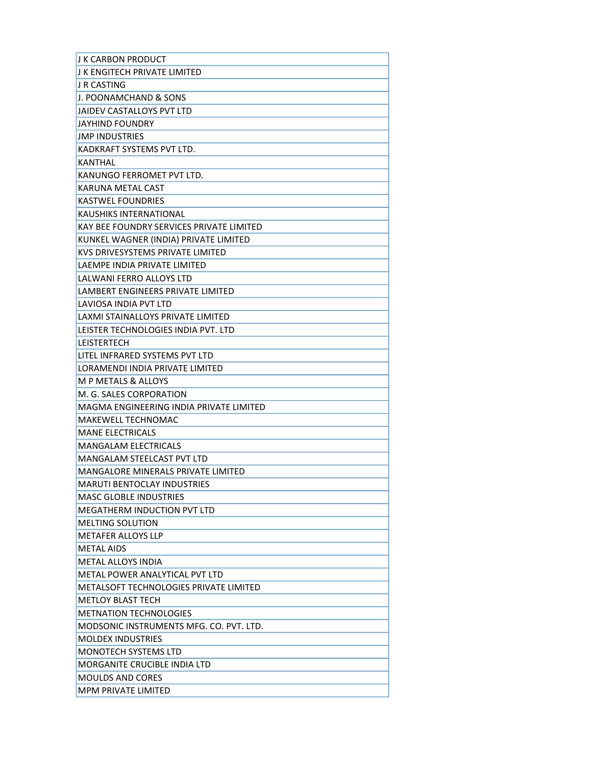| J K CARBON PRODUCT |
| --- |
| J K ENGITECH PRIVATE LIMITED |
| J R CASTING |
| J. POONAMCHAND & SONS |
| JAIDEV CASTALLOYS PVT LTD |
| JAYHIND FOUNDRY |
| JMP INDUSTRIES |
| KADKRAFT SYSTEMS PVT LTD. |
| KANTHAL |
| KANUNGO FERROMET PVT LTD. |
| KARUNA METAL CAST |
| KASTWEL FOUNDRIES |
| KAUSHIKS INTERNATIONAL |
| KAY BEE FOUNDRY SERVICES PRIVATE LIMITED |
| KUNKEL WAGNER (INDIA) PRIVATE LIMITED |
| KVS DRIVESYSTEMS PRIVATE LIMITED |
| LAEMPE INDIA PRIVATE LIMITED |
| LALWANI FERRO ALLOYS LTD |
| LAMBERT ENGINEERS PRIVATE LIMITED |
| LAVIOSA INDIA PVT LTD |
| LAXMI STAINALLOYS PRIVATE LIMITED |
| LEISTER TECHNOLOGIES INDIA PVT. LTD |
| LEISTERTECH |
| LITEL INFRARED SYSTEMS PVT LTD |
| LORAMENDI INDIA PRIVATE LIMITED |
| M P METALS & ALLOYS |
| M. G. SALES CORPORATION |
| MAGMA ENGINEERING INDIA PRIVATE LIMITED |
| MAKEWELL TECHNOMAC |
| MANE ELECTRICALS |
| MANGALAM ELECTRICALS |
| MANGALAM STEELCAST PVT LTD |
| MANGALORE MINERALS PRIVATE LIMITED |
| MARUTI BENTOCLAY INDUSTRIES |
| MASC GLOBLE INDUSTRIES |
| MEGATHERM INDUCTION PVT LTD |
| MELTING SOLUTION |
| METAFER ALLOYS LLP |
| METAL AIDS |
| METAL ALLOYS INDIA |
| METAL POWER ANALYTICAL PVT LTD |
| METALSOFT TECHNOLOGIES PRIVATE LIMITED |
| METLOY BLAST TECH |
| METNATION TECHNOLOGIES |
| MODSONIC INSTRUMENTS MFG. CO. PVT. LTD. |
| MOLDEX INDUSTRIES |
| MONOTECH SYSTEMS LTD |
| MORGANITE CRUCIBLE INDIA LTD |
| MOULDS AND CORES |
| MPM PRIVATE LIMITED |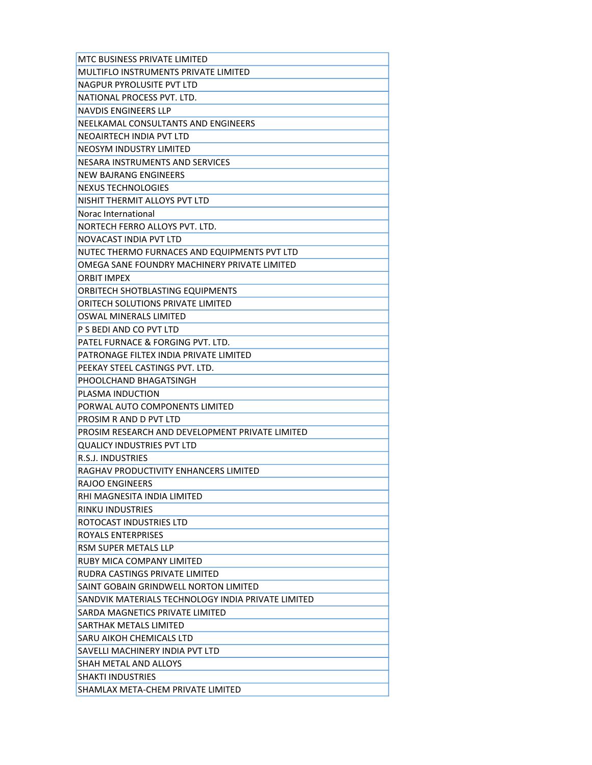| MTC BUSINESS PRIVATE LIMITED |
|---|
| MULTIFLO INSTRUMENTS PRIVATE LIMITED |
| NAGPUR PYROLUSITE PVT LTD |
| NATIONAL PROCESS PVT. LTD. |
| NAVDIS ENGINEERS LLP |
| NEELKAMAL CONSULTANTS AND ENGINEERS |
| NEOAIRTECH INDIA PVT LTD |
| NEOSYM INDUSTRY LIMITED |
| NESARA INSTRUMENTS AND SERVICES |
| NEW BAJRANG ENGINEERS |
| NEXUS TECHNOLOGIES |
| NISHIT THERMIT ALLOYS PVT LTD |
| Norac International |
| NORTECH FERRO ALLOYS PVT. LTD. |
| NOVACAST INDIA PVT LTD |
| NUTEC THERMO FURNACES AND EQUIPMENTS PVT LTD |
| OMEGA SANE FOUNDRY MACHINERY PRIVATE LIMITED |
| ORBIT IMPEX |
| ORBITECH SHOTBLASTING EQUIPMENTS |
| ORITECH SOLUTIONS PRIVATE LIMITED |
| OSWAL MINERALS LIMITED |
| P S BEDI AND CO PVT LTD |
| PATEL FURNACE & FORGING PVT. LTD. |
| PATRONAGE FILTEX INDIA PRIVATE LIMITED |
| PEEKAY STEEL CASTINGS PVT. LTD. |
| PHOOLCHAND BHAGATSINGH |
| PLASMA INDUCTION |
| PORWAL AUTO COMPONENTS LIMITED |
| PROSIM R AND D PVT LTD |
| PROSIM RESEARCH AND DEVELOPMENT PRIVATE LIMITED |
| QUALICY INDUSTRIES PVT LTD |
| R.S.J. INDUSTRIES |
| RAGHAV PRODUCTIVITY ENHANCERS LIMITED |
| RAJOO ENGINEERS |
| RHI MAGNESITA INDIA LIMITED |
| RINKU INDUSTRIES |
| ROTOCAST INDUSTRIES LTD |
| ROYALS ENTERPRISES |
| RSM SUPER METALS LLP |
| RUBY MICA COMPANY LIMITED |
| RUDRA CASTINGS PRIVATE LIMITED |
| SAINT GOBAIN GRINDWELL NORTON LIMITED |
| SANDVIK MATERIALS TECHNOLOGY INDIA PRIVATE LIMITED |
| SARDA MAGNETICS PRIVATE LIMITED |
| SARTHAK METALS LIMITED |
| SARU AIKOH CHEMICALS LTD |
| SAVELLI MACHINERY INDIA PVT LTD |
| SHAH METAL AND ALLOYS |
| SHAKTI INDUSTRIES |
| SHAMLAX META-CHEM PRIVATE LIMITED |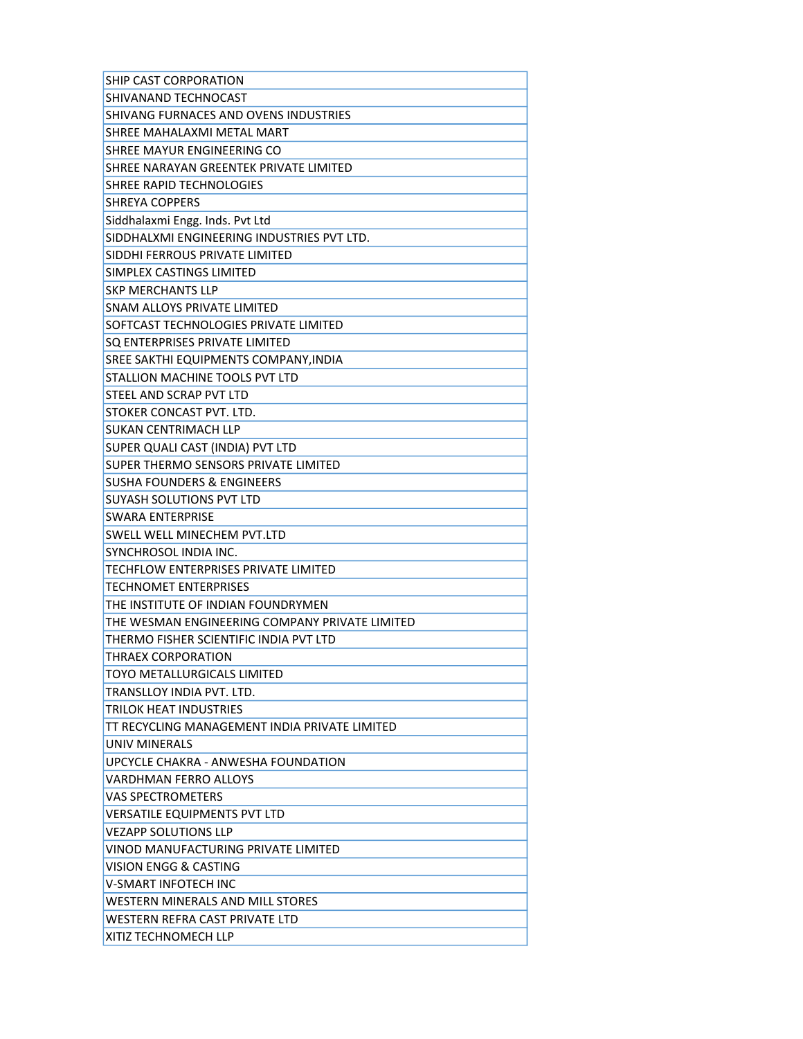| SHIP CAST CORPORATION |
|---|
| SHIVANAND TECHNOCAST |
| SHIVANG FURNACES AND OVENS INDUSTRIES |
| SHREE MAHALAXMI METAL MART |
| SHREE MAYUR ENGINEERING CO |
| SHREE NARAYAN GREENTEK PRIVATE LIMITED |
| SHREE RAPID TECHNOLOGIES |
| SHREYA COPPERS |
| Siddhalaxmi Engg. Inds. Pvt Ltd |
| SIDDHALXMI ENGINEERING INDUSTRIES PVT LTD. |
| SIDDHI FERROUS PRIVATE LIMITED |
| SIMPLEX CASTINGS LIMITED |
| SKP MERCHANTS LLP |
| SNAM ALLOYS PRIVATE LIMITED |
| SOFTCAST TECHNOLOGIES PRIVATE LIMITED |
| SQ ENTERPRISES PRIVATE LIMITED |
| SREE SAKTHI EQUIPMENTS COMPANY,INDIA |
| STALLION MACHINE TOOLS PVT LTD |
| STEEL AND SCRAP PVT LTD |
| STOKER CONCAST PVT. LTD. |
| SUKAN CENTRIMACH LLP |
| SUPER QUALI CAST (INDIA) PVT LTD |
| SUPER THERMO SENSORS PRIVATE LIMITED |
| SUSHA FOUNDERS & ENGINEERS |
| SUYASH SOLUTIONS PVT LTD |
| SWARA ENTERPRISE |
| SWELL WELL MINECHEM PVT.LTD |
| SYNCHROSOL INDIA INC. |
| TECHFLOW ENTERPRISES PRIVATE LIMITED |
| TECHNOMET ENTERPRISES |
| THE INSTITUTE OF INDIAN FOUNDRYMEN |
| THE WESMAN ENGINEERING COMPANY PRIVATE LIMITED |
| THERMO FISHER SCIENTIFIC INDIA PVT LTD |
| THRAEX CORPORATION |
| TOYO METALLURGICALS LIMITED |
| TRANSLLOY INDIA PVT. LTD. |
| TRILOK HEAT INDUSTRIES |
| TT RECYCLING MANAGEMENT INDIA PRIVATE LIMITED |
| UNIV MINERALS |
| UPCYCLE CHAKRA - ANWESHA FOUNDATION |
| VARDHMAN FERRO ALLOYS |
| VAS SPECTROMETERS |
| VERSATILE EQUIPMENTS PVT LTD |
| VEZAPP SOLUTIONS LLP |
| VINOD MANUFACTURING PRIVATE LIMITED |
| VISION ENGG & CASTING |
| V-SMART INFOTECH INC |
| WESTERN MINERALS AND MILL STORES |
| WESTERN REFRA CAST PRIVATE LTD |
| XITIZ TECHNOMECH LLP |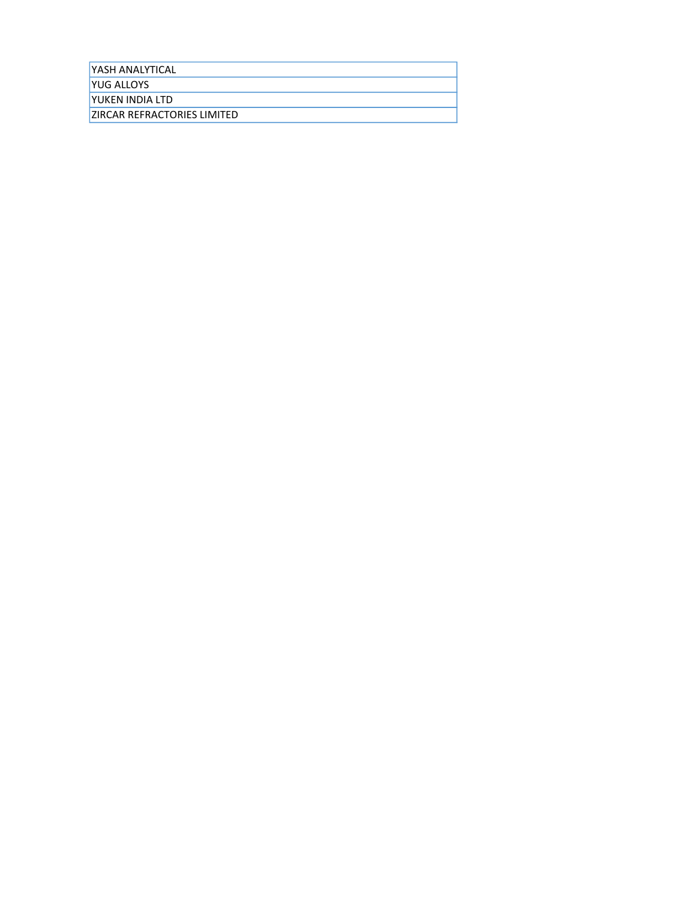| |
|---|
| YASH ANALYTICAL |
| YUG ALLOYS |
| YUKEN INDIA LTD |
| ZIRCAR REFRACTORIES LIMITED |